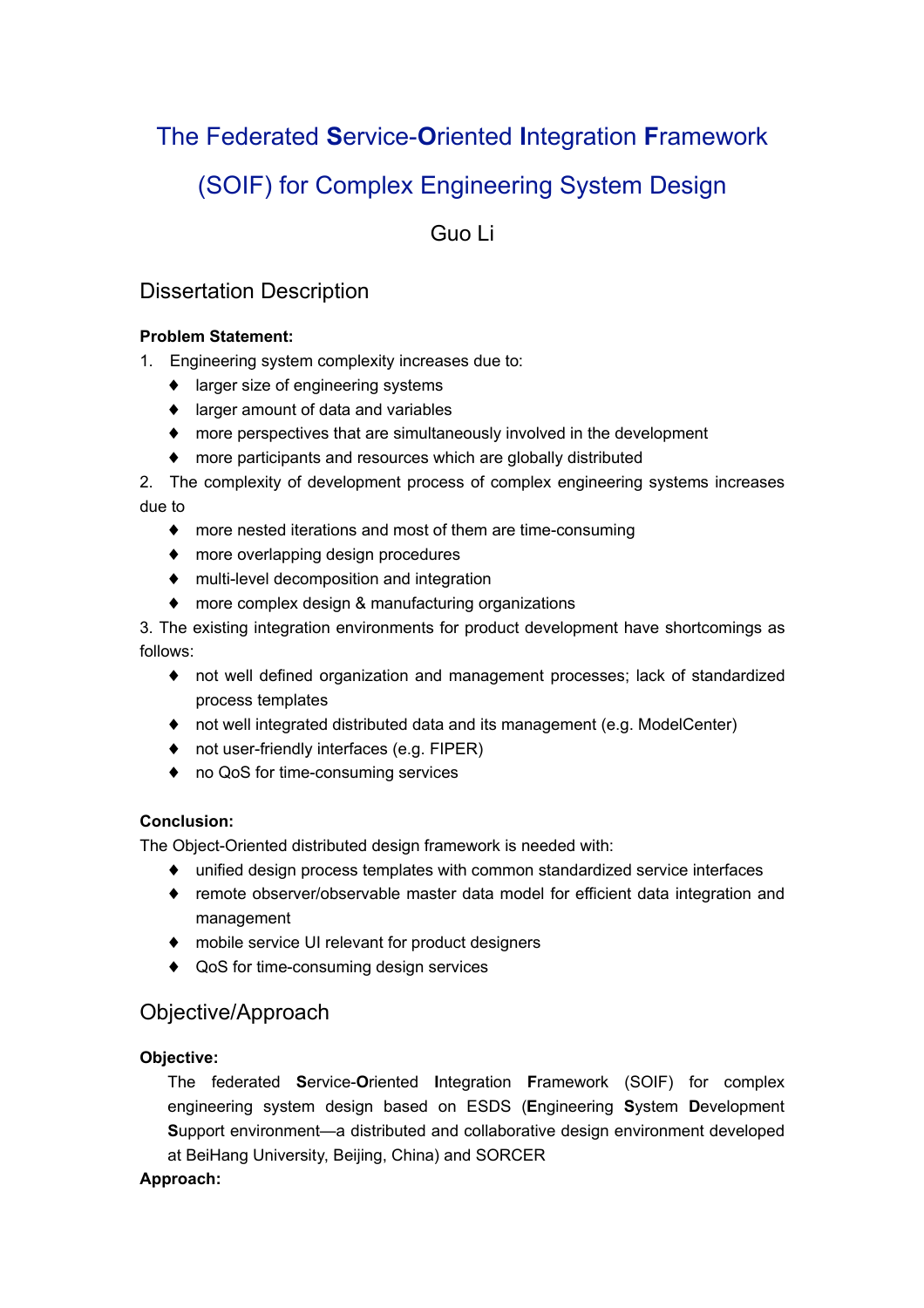# The Federated **S**ervice-**O**riented **I**ntegration **F**ramework (SOIF) for Complex Engineering System Design

Guo Li

## Dissertation Description

**Problem Statement:**

1. Engineering system complexity increases due to:
   - larger size of engineering systems
   - larger amount of data and variables
   - more perspectives that are simultaneously involved in the development
   - more participants and resources which are globally distributed
2. The complexity of development process of complex engineering systems increases due to
   - more nested iterations and most of them are time-consuming
   - more overlapping design procedures
   - multi-level decomposition and integration
   - more complex design & manufacturing organizations
3. The existing integration environments for product development have shortcomings as follows:
   - not well defined organization and management processes; lack of standardized process templates
   - not well integrated distributed data and its management (e.g. ModelCenter)
   - not user-friendly interfaces (e.g. FIPER)
   - no QoS for time-consuming services

**Conclusion:**

The Object-Oriented distributed design framework is needed with:

- unified design process templates with common standardized service interfaces
- remote observer/observable master data model for efficient data integration and management
- mobile service UI relevant for product designers
- QoS for time-consuming design services

## Objective/Approach

**Objective:**

The federated **S**ervice-**O**riented **I**ntegration **F**ramework (SOIF) for complex engineering system design based on ESDS (**E**ngineering **S**ystem **D**evelopment **S**upport environment—a distributed and collaborative design environment developed at BeiHang University, Beijing, China) and SORCER

**Approach:**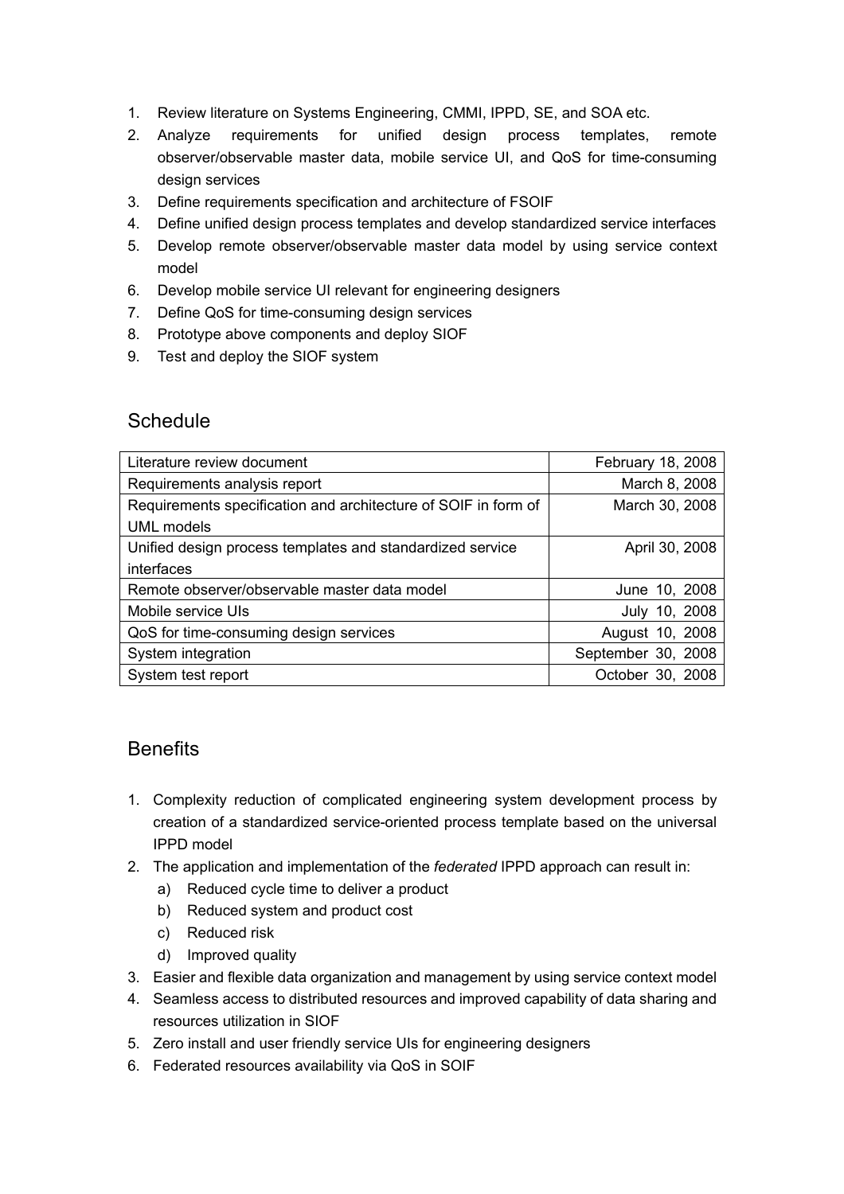1. Review literature on Systems Engineering, CMMI, IPPD, SE, and SOA etc.
2. Analyze requirements for unified design process templates, remote observer/observable master data, mobile service UI, and QoS for time-consuming design services
3. Define requirements specification and architecture of FSOIF
4. Define unified design process templates and develop standardized service interfaces
5. Develop remote observer/observable master data model by using service context model
6. Develop mobile service UI relevant for engineering designers
7. Define QoS for time-consuming design services
8. Prototype above components and deploy SIOF
9. Test and deploy the SIOF system

## Schedule

| | |
|---|---|
| Literature review document | February 18, 2008 |
| Requirements analysis report | March 8, 2008 |
| Requirements specification and architecture of SOIF in form of UML models | March 30, 2008 |
| Unified design process templates and standardized service interfaces | April 30, 2008 |
| Remote observer/observable master data model | June 10, 2008 |
| Mobile service UIs | July 10, 2008 |
| QoS for time-consuming design services | August 10, 2008 |
| System integration | September 30, 2008 |
| System test report | October 30, 2008 |

## Benefits

1. Complexity reduction of complicated engineering system development process by creation of a standardized service-oriented process template based on the universal IPPD model
2. The application and implementation of the *federated* IPPD approach can result in:
    a) Reduced cycle time to deliver a product
    b) Reduced system and product cost
    c) Reduced risk
    d) Improved quality
3. Easier and flexible data organization and management by using service context model
4. Seamless access to distributed resources and improved capability of data sharing and resources utilization in SIOF
5. Zero install and user friendly service UIs for engineering designers
6. Federated resources availability via QoS in SOIF